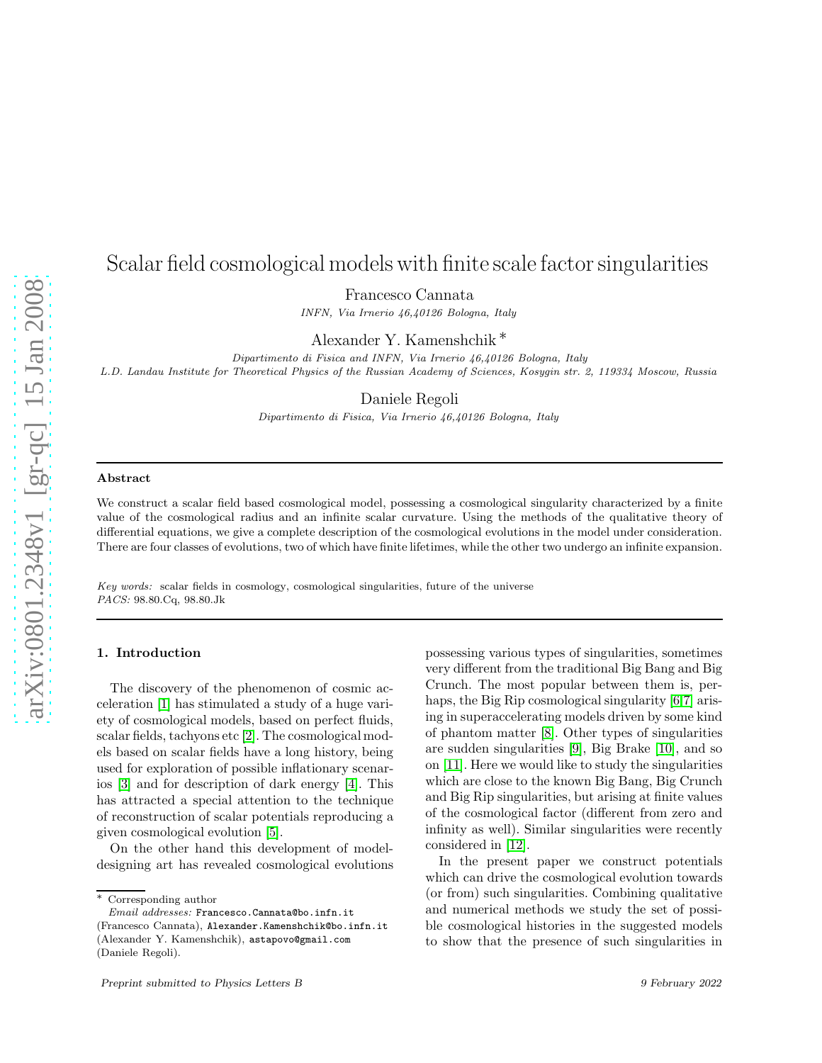# Scalar field cosmological models with finite scale factor singularities

Francesco Cannata

*INFN, Via Irnerio 46,40126 Bologna, Italy*

Alexander Y. Kamenshchik *

*Dipartimento di Fisica and INFN, Via Irnerio 46,40126 Bologna, Italy*
*L.D. Landau Institute for Theoretical Physics of the Russian Academy of Sciences, Kosygin str. 2, 119334 Moscow, Russia*

Daniele Regoli

*Dipartimento di Fisica, Via Irnerio 46,40126 Bologna, Italy*

---

**Abstract**

We construct a scalar field based cosmological model, possessing a cosmological singularity characterized by a finite value of the cosmological radius and an infinite scalar curvature. Using the methods of the qualitative theory of differential equations, we give a complete description of the cosmological evolutions in the model under consideration. There are four classes of evolutions, two of which have finite lifetimes, while the other two undergo an infinite expansion.

*Key words:* scalar fields in cosmology, cosmological singularities, future of the universe
*PACS:* 98.80.Cq, 98.80.Jk

---

## 1. Introduction

The discovery of the phenomenon of cosmic acceleration [1] has stimulated a study of a huge variety of cosmological models, based on perfect fluids, scalar fields, tachyons etc [2]. The cosmological models based on scalar fields have a long history, being used for exploration of possible inflationary scenarios [3] and for description of dark energy [4]. This has attracted a special attention to the technique of reconstruction of scalar potentials reproducing a given cosmological evolution [5].

On the other hand this development of model-designing art has revealed cosmological evolutions possessing various types of singularities, sometimes very different from the traditional Big Bang and Big Crunch. The most popular between them is, perhaps, the Big Rip cosmological singularity [6,7] arising in superaccelerating models driven by some kind of phantom matter [8]. Other types of singularities are sudden singularities [9], Big Brake [10], and so on [11]. Here we would like to study the singularities which are close to the known Big Bang, Big Crunch and Big Rip singularities, but arising at finite values of the cosmological factor (different from zero and infinity as well). Similar singularities were recently considered in [12].

In the present paper we construct potentials which can drive the cosmological evolution towards (or from) such singularities. Combining qualitative and numerical methods we study the set of possible cosmological histories in the suggested models to show that the presence of such singularities in

---

* Corresponding author
*Email addresses:* Francesco.Cannata@bo.infn.it (Francesco Cannata), Alexander.Kamenshchik@bo.infn.it (Alexander Y. Kamenshchik), astapovo@gmail.com (Daniele Regoli).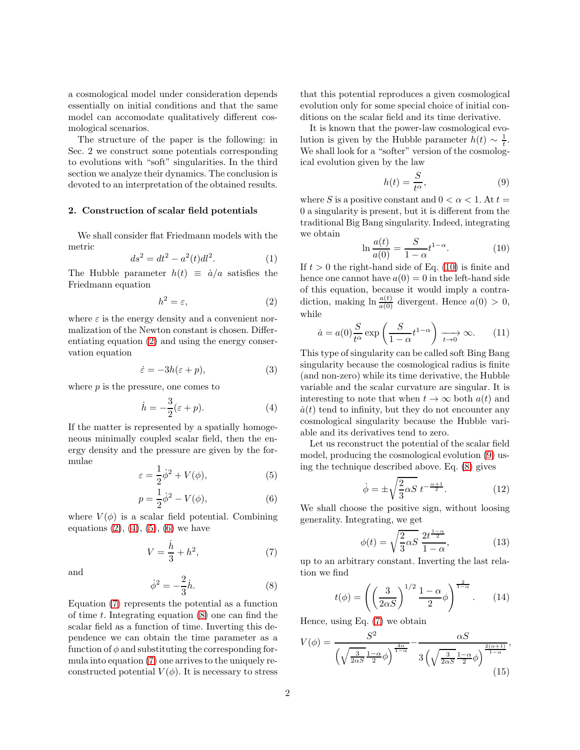a cosmological model under consideration depends essentially on initial conditions and that the same model can accomodate qualitatively different cosmological scenarios.

The structure of the paper is the following: in Sec. 2 we construct some potentials corresponding to evolutions with "soft" singularities. In the third section we analyze their dynamics. The conclusion is devoted to an interpretation of the obtained results.

## 2. Construction of scalar field potentials

We shall consider flat Friedmann models with the metric

$$ds^2 = dt^2 - a^2(t)dl^2. \tag{1}$$

The Hubble parameter $h(t) \equiv \dot{a}/a$ satisfies the Friedmann equation

$$h^2 = \varepsilon, \tag{2}$$

where $\varepsilon$ is the energy density and a convenient normalization of the Newton constant is chosen. Differentiating equation (2) and using the energy conservation equation

$$\dot{\varepsilon} = -3h(\varepsilon + p), \tag{3}$$

where $p$ is the pressure, one comes to

$$\dot{h} = -\frac{3}{2}(\varepsilon + p). \tag{4}$$

If the matter is represented by a spatially homogeneous minimally coupled scalar field, then the energy density and the pressure are given by the formulae

$$\varepsilon = \frac{1}{2}\dot{\phi}^2 + V(\phi), \tag{5}$$

$$p = \frac{1}{2}\dot{\phi}^2 - V(\phi), \tag{6}$$

where $V(\phi)$ is a scalar field potential. Combining equations (2), (4), (5), (6) we have

$$V = \frac{\dot{h}}{3} + h^2, \tag{7}$$

and

$$\dot{\phi}^2 = -\frac{2}{3}\dot{h}. \tag{8}$$

Equation (7) represents the potential as a function of time $t$. Integrating equation (8) one can find the scalar field as a function of time. Inverting this dependence we can obtain the time parameter as a function of $\phi$ and substituting the corresponding formula into equation (7) one arrives to the uniquely reconstructed potential $V(\phi)$. It is necessary to stress that this potential reproduces a given cosmological evolution only for some special choice of initial conditions on the scalar field and its time derivative.

It is known that the power-law cosmological evolution is given by the Hubble parameter $h(t) \sim \frac{1}{t}$. We shall look for a "softer" version of the cosmological evolution given by the law

$$h(t) = \frac{S}{t^{\alpha}}, \tag{9}$$

where $S$ is a positive constant and $0 < \alpha < 1$. At $t = 0$ a singularity is present, but it is different from the traditional Big Bang singularity. Indeed, integrating we obtain

$$\ln\frac{a(t)}{a(0)} = \frac{S}{1-\alpha}t^{1-\alpha}. \tag{10}$$

If $t > 0$ the right-hand side of Eq. (10) is finite and hence one cannot have $a(0) = 0$ in the left-hand side of this equation, because it would imply a contradiction, making $\ln\frac{a(t)}{a(0)}$ divergent. Hence $a(0) > 0$, while

$$\dot{a} = a(0)\frac{S}{t^{\alpha}}\exp\left(\frac{S}{1-\alpha}t^{1-\alpha}\right) \underset{t\to 0}{\longrightarrow} \infty. \tag{11}$$

This type of singularity can be called soft Bing Bang singularity because the cosmological radius is finite (and non-zero) while its time derivative, the Hubble variable and the scalar curvature are singular. It is interesting to note that when $t \to \infty$ both $a(t)$ and $\dot{a}(t)$ tend to infinity, but they do not encounter any cosmological singularity because the Hubble variable and its derivatives tend to zero.

Let us reconstruct the potential of the scalar field model, producing the cosmological evolution (9) using the technique described above. Eq. (8) gives

$$\dot{\phi} = \pm\sqrt{\frac{2}{3}\alpha S}\; t^{-\frac{\alpha+1}{2}}. \tag{12}$$

We shall choose the positive sign, without loosing generality. Integrating, we get

$$\phi(t) = \sqrt{\frac{2}{3}\alpha S}\;\frac{2t^{\frac{1-\alpha}{2}}}{1-\alpha}, \tag{13}$$

up to an arbitrary constant. Inverting the last relation we find

$$t(\phi) = \left(\left(\frac{3}{2\alpha S}\right)^{1/2}\frac{1-\alpha}{2}\phi\right)^{\frac{2}{1-\alpha}}. \tag{14}$$

Hence, using Eq. (7) we obtain

$$V(\phi) = \frac{S^2}{\left(\sqrt{\frac{3}{2\alpha S}}\frac{1-\alpha}{2}\phi\right)^{\frac{4\alpha}{1-\alpha}}} - \frac{\alpha S}{3\left(\sqrt{\frac{3}{2\alpha S}}\frac{1-\alpha}{2}\phi\right)^{\frac{2(\alpha+1)}{1-\alpha}}}, \tag{15}$$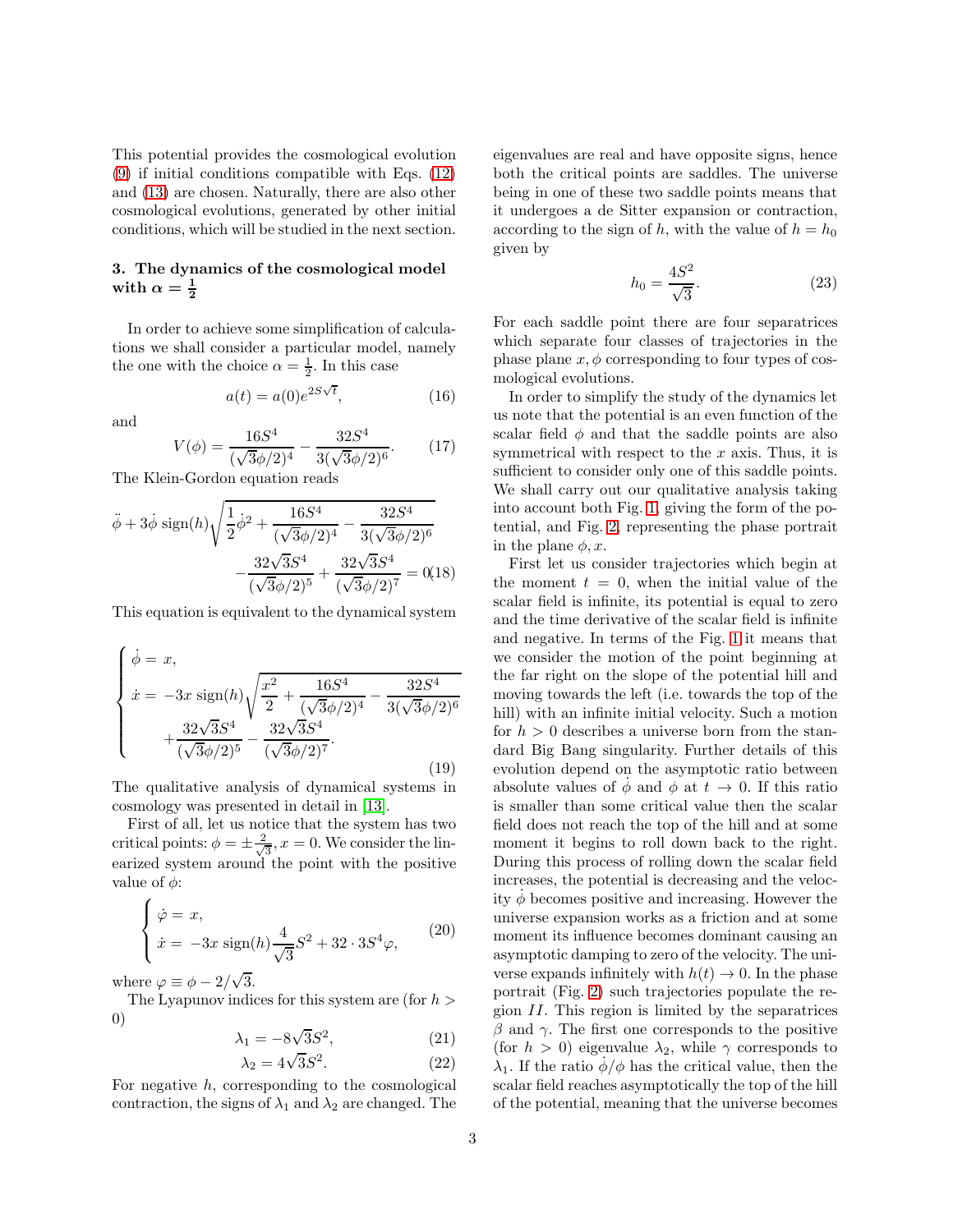This potential provides the cosmological evolution (9) if initial conditions compatible with Eqs. (12) and (13) are chosen. Naturally, there are also other cosmological evolutions, generated by other initial conditions, which will be studied in the next section.

## 3. The dynamics of the cosmological model with $\alpha = \frac{1}{2}$

In order to achieve some simplification of calculations we shall consider a particular model, namely the one with the choice $\alpha = \frac{1}{2}$. In this case

$$a(t) = a(0)e^{2S\sqrt{t}}, \tag{16}$$

and

$$V(\phi) = \frac{16S^4}{(\sqrt{3}\phi/2)^4} - \frac{32S^4}{3(\sqrt{3}\phi/2)^6}. \tag{17}$$

The Klein-Gordon equation reads

$$\ddot{\phi} + 3\dot{\phi}\ \mathrm{sign}(h)\sqrt{\frac{1}{2}\dot{\phi}^2 + \frac{16S^4}{(\sqrt{3}\phi/2)^4} - \frac{32S^4}{3(\sqrt{3}\phi/2)^6}} - \frac{32\sqrt{3}S^4}{(\sqrt{3}\phi/2)^5} + \frac{32\sqrt{3}S^4}{(\sqrt{3}\phi/2)^7} = 0 \tag{18}$$

This equation is equivalent to the dynamical system

$$\begin{cases} \dot{\phi} = x, \\ \dot{x} = -3x\ \mathrm{sign}(h)\sqrt{\frac{x^2}{2} + \frac{16S^4}{(\sqrt{3}\phi/2)^4} - \frac{32S^4}{3(\sqrt{3}\phi/2)^6}} \\ \quad + \frac{32\sqrt{3}S^4}{(\sqrt{3}\phi/2)^5} - \frac{32\sqrt{3}S^4}{(\sqrt{3}\phi/2)^7}. \end{cases} \tag{19}$$

The qualitative analysis of dynamical systems in cosmology was presented in detail in [13].

First of all, let us notice that the system has two critical points: $\phi = \pm\frac{2}{\sqrt{3}}, x = 0$. We consider the linearized system around the point with the positive value of $\phi$:

$$\begin{cases} \dot{\varphi} = x, \\ \dot{x} = -3x\ \mathrm{sign}(h)\frac{4}{\sqrt{3}}S^2 + 32\cdot 3S^4\varphi, \end{cases} \tag{20}$$

where $\varphi \equiv \phi - 2/\sqrt{3}$.

The Lyapunov indices for this system are (for $h > 0$)

$$\lambda_1 = -8\sqrt{3}S^2, \tag{21}$$

$$\lambda_2 = 4\sqrt{3}S^2. \tag{22}$$

For negative $h$, corresponding to the cosmological contraction, the signs of $\lambda_1$ and $\lambda_2$ are changed. The eigenvalues are real and have opposite signs, hence both the critical points are saddles. The universe being in one of these two saddle points means that it undergoes a de Sitter expansion or contraction, according to the sign of $h$, with the value of $h = h_0$ given by

$$h_0 = \frac{4S^2}{\sqrt{3}}. \tag{23}$$

For each saddle point there are four separatrices which separate four classes of trajectories in the phase plane $x, \phi$ corresponding to four types of cosmological evolutions.

In order to simplify the study of the dynamics let us note that the potential is an even function of the scalar field $\phi$ and that the saddle points are also symmetrical with respect to the $x$ axis. Thus, it is sufficient to consider only one of this saddle points. We shall carry out our qualitative analysis taking into account both Fig. 1, giving the form of the potential, and Fig. 2, representing the phase portrait in the plane $\phi, x$.

First let us consider trajectories which begin at the moment $t = 0$, when the initial value of the scalar field is infinite, its potential is equal to zero and the time derivative of the scalar field is infinite and negative. In terms of the Fig. 1 it means that we consider the motion of the point beginning at the far right on the slope of the potential hill and moving towards the left (i.e. towards the top of the hill) with an infinite initial velocity. Such a motion for $h > 0$ describes a universe born from the standard Big Bang singularity. Further details of this evolution depend on the asymptotic ratio between absolute values of $\dot{\phi}$ and $\phi$ at $t \to 0$. If this ratio is smaller than some critical value then the scalar field does not reach the top of the hill and at some moment it begins to roll down back to the right. During this process of rolling down the scalar field increases, the potential is decreasing and the velocity $\dot{\phi}$ becomes positive and increasing. However the universe expansion works as a friction and at some moment its influence becomes dominant causing an asymptotic damping to zero of the velocity. The universe expands infinitely with $h(t) \to 0$. In the phase portrait (Fig. 2) such trajectories populate the region $II$. This region is limited by the separatrices $\beta$ and $\gamma$. The first one corresponds to the positive (for $h > 0$) eigenvalue $\lambda_2$, while $\gamma$ corresponds to $\lambda_1$. If the ratio $\dot{\phi}/\phi$ has the critical value, then the scalar field reaches asymptotically the top of the hill of the potential, meaning that the universe becomes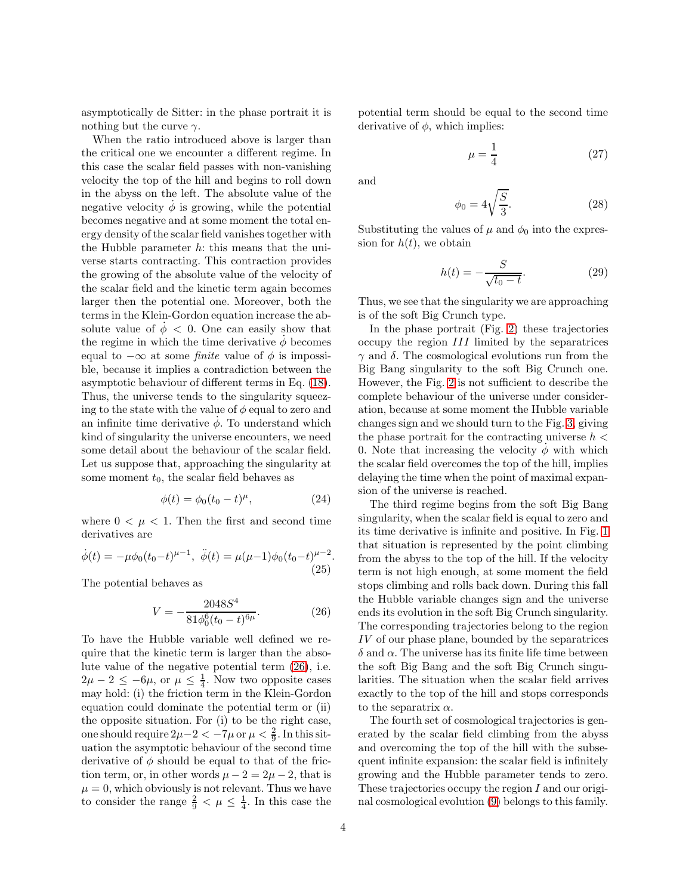asymptotically de Sitter: in the phase portrait it is nothing but the curve $\gamma$.

When the ratio introduced above is larger than the critical one we encounter a different regime. In this case the scalar field passes with non-vanishing velocity the top of the hill and begins to roll down in the abyss on the left. The absolute value of the negative velocity $\dot{\phi}$ is growing, while the potential becomes negative and at some moment the total energy density of the scalar field vanishes together with the Hubble parameter $h$: this means that the universe starts contracting. This contraction provides the growing of the absolute value of the velocity of the scalar field and the kinetic term again becomes larger then the potential one. Moreover, both the terms in the Klein-Gordon equation increase the absolute value of $\dot{\phi} < 0$. One can easily show that the regime in which the time derivative $\dot{\phi}$ becomes equal to $-\infty$ at some *finite* value of $\phi$ is impossible, because it implies a contradiction between the asymptotic behaviour of different terms in Eq. (18). Thus, the universe tends to the singularity squeezing to the state with the value of $\phi$ equal to zero and an infinite time derivative $\dot{\phi}$. To understand which kind of singularity the universe encounters, we need some detail about the behaviour of the scalar field. Let us suppose that, approaching the singularity at some moment $t_0$, the scalar field behaves as

$$\phi(t) = \phi_0(t_0 - t)^{\mu}, \tag{24}$$

where $0 < \mu < 1$. Then the first and second time derivatives are

$$\dot{\phi}(t) = -\mu\phi_0(t_0-t)^{\mu-1},\ \ddot{\phi}(t) = \mu(\mu-1)\phi_0(t_0-t)^{\mu-2}. \tag{25}$$

The potential behaves as

$$V = -\frac{2048 S^4}{81\phi_0^6(t_0 - t)^{6\mu}}. \tag{26}$$

To have the Hubble variable well defined we require that the kinetic term is larger than the absolute value of the negative potential term (26), i.e. $2\mu - 2 \leq -6\mu$, or $\mu \leq \frac{1}{4}$. Now two opposite cases may hold: (i) the friction term in the Klein-Gordon equation could dominate the potential term or (ii) the opposite situation. For (i) to be the right case, one should require $2\mu - 2 < -7\mu$ or $\mu < \frac{2}{9}$. In this situation the asymptotic behaviour of the second time derivative of $\phi$ should be equal to that of the friction term, or, in other words $\mu - 2 = 2\mu - 2$, that is $\mu = 0$, which obviously is not relevant. Thus we have to consider the range $\frac{2}{9} < \mu \leq \frac{1}{4}$. In this case the potential term should be equal to the second time derivative of $\phi$, which implies:

$$\mu = \frac{1}{4} \tag{27}$$

and

$$\phi_0 = 4\sqrt{\frac{S}{3}}. \tag{28}$$

Substituting the values of $\mu$ and $\phi_0$ into the expression for $h(t)$, we obtain

$$h(t) = -\frac{S}{\sqrt{t_0 - t}}. \tag{29}$$

Thus, we see that the singularity we are approaching is of the soft Big Crunch type.

In the phase portrait (Fig. 2) these trajectories occupy the region $III$ limited by the separatrices $\gamma$ and $\delta$. The cosmological evolutions run from the Big Bang singularity to the soft Big Crunch one. However, the Fig. 2 is not sufficient to describe the complete behaviour of the universe under consideration, because at some moment the Hubble variable changes sign and we should turn to the Fig. 3, giving the phase portrait for the contracting universe $h < 0$. Note that increasing the velocity $\dot{\phi}$ with which the scalar field overcomes the top of the hill, implies delaying the time when the point of maximal expansion of the universe is reached.

The third regime begins from the soft Big Bang singularity, when the scalar field is equal to zero and its time derivative is infinite and positive. In Fig. 1 that situation is represented by the point climbing from the abyss to the top of the hill. If the velocity term is not high enough, at some moment the field stops climbing and rolls back down. During this fall the Hubble variable changes sign and the universe ends its evolution in the soft Big Crunch singularity. The corresponding trajectories belong to the region $IV$ of our phase plane, bounded by the separatrices $\delta$ and $\alpha$. The universe has its finite life time between the soft Big Bang and the soft Big Crunch singularities. The situation when the scalar field arrives exactly to the top of the hill and stops corresponds to the separatrix $\alpha$.

The fourth set of cosmological trajectories is generated by the scalar field climbing from the abyss and overcoming the top of the hill with the subsequent infinite expansion: the scalar field is infinitely growing and the Hubble parameter tends to zero. These trajectories occupy the region $I$ and our original cosmological evolution (9) belongs to this family.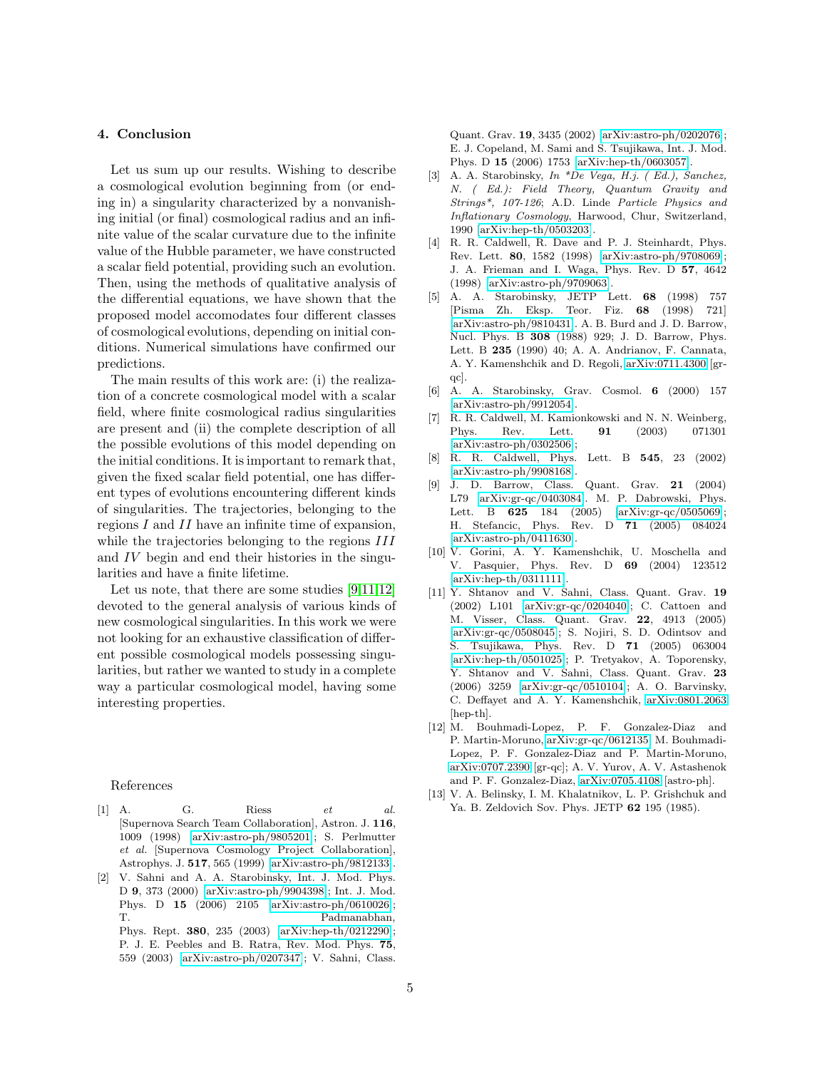## 4. Conclusion

Let us sum up our results. Wishing to describe a cosmological evolution beginning from (or ending in) a singularity characterized by a nonvanishing initial (or final) cosmological radius and an infinite value of the scalar curvature due to the infinite value of the Hubble parameter, we have constructed a scalar field potential, providing such an evolution. Then, using the methods of qualitative analysis of the differential equations, we have shown that the proposed model accomodates four different classes of cosmological evolutions, depending on initial conditions. Numerical simulations have confirmed our predictions.

The main results of this work are: (i) the realization of a concrete cosmological model with a scalar field, where finite cosmological radius singularities are present and (ii) the complete description of all the possible evolutions of this model depending on the initial conditions. It is important to remark that, given the fixed scalar field potential, one has different types of evolutions encountering different kinds of singularities. The trajectories, belonging to the regions $I$ and $II$ have an infinite time of expansion, while the trajectories belonging to the regions $III$ and $IV$ begin and end their histories in the singularities and have a finite lifetime.

Let us note, that there are some studies [9,11,12] devoted to the general analysis of various kinds of new cosmological singularities. In this work we were not looking for an exhaustive classification of different possible cosmological models possessing singularities, but rather we wanted to study in a complete way a particular cosmological model, having some interesting properties.

References

[1] A. G. Riess *et al.* [Supernova Search Team Collaboration], Astron. J. **116**, 1009 (1998) arXiv:astro-ph/9805201; S. Perlmutter *et al.* [Supernova Cosmology Project Collaboration], Astrophys. J. **517**, 565 (1999) arXiv:astro-ph/9812133.

[2] V. Sahni and A. A. Starobinsky, Int. J. Mod. Phys. D **9**, 373 (2000) arXiv:astro-ph/9904398; Int. J. Mod. Phys. D **15** (2006) 2105 arXiv:astro-ph/0610026; T. Padmanabhan, Phys. Rept. **380**, 235 (2003) arXiv:hep-th/0212290; P. J. E. Peebles and B. Ratra, Rev. Mod. Phys. **75**, 559 (2003) arXiv:astro-ph/0207347; V. Sahni, Class. Quant. Grav. **19**, 3435 (2002) arXiv:astro-ph/0202076; E. J. Copeland, M. Sami and S. Tsujikawa, Int. J. Mod. Phys. D **15** (2006) 1753 arXiv:hep-th/0603057.

[3] A. A. Starobinsky, *In \*De Vega, H.j. ( Ed.), Sanchez, N. ( Ed.): Field Theory, Quantum Gravity and Strings\*, 107-126*; A.D. Linde *Particle Physics and Inflationary Cosmology*, Harwood, Chur, Switzerland, 1990 arXiv:hep-th/0503203.

[4] R. R. Caldwell, R. Dave and P. J. Steinhardt, Phys. Rev. Lett. **80**, 1582 (1998) arXiv:astro-ph/9708069; J. A. Frieman and I. Waga, Phys. Rev. D **57**, 4642 (1998) arXiv:astro-ph/9709063.

[5] A. A. Starobinsky, JETP Lett. **68** (1998) 757 [Pisma Zh. Eksp. Teor. Fiz. **68** (1998) 721] arXiv:astro-ph/9810431. A. B. Burd and J. D. Barrow, Nucl. Phys. B **308** (1988) 929; J. D. Barrow, Phys. Lett. B **235** (1990) 40; A. A. Andrianov, F. Cannata, A. Y. Kamenshchik and D. Regoli, arXiv:0711.4300 [gr-qc].

[6] A. A. Starobinsky, Grav. Cosmol. **6** (2000) 157 arXiv:astro-ph/9912054.

[7] R. R. Caldwell, M. Kamionkowski and N. N. Weinberg, Phys. Rev. Lett. **91** (2003) 071301 arXiv:astro-ph/0302506;

[8] R. R. Caldwell, Phys. Lett. B **545**, 23 (2002) arXiv:astro-ph/9908168.

[9] J. D. Barrow, Class. Quant. Grav. **21** (2004) L79 arXiv:gr-qc/0403084. M. P. Dabrowski, Phys. Lett. B **625** 184 (2005) arXiv:gr-qc/0505069; H. Stefancic, Phys. Rev. D **71** (2005) 084024 arXiv:astro-ph/0411630.

[10] V. Gorini, A. Y. Kamenshchik, U. Moschella and V. Pasquier, Phys. Rev. D **69** (2004) 123512 arXiv:hep-th/0311111.

[11] Y. Shtanov and V. Sahni, Class. Quant. Grav. **19** (2002) L101 arXiv:gr-qc/0204040; C. Cattoen and M. Visser, Class. Quant. Grav. **22**, 4913 (2005) arXiv:gr-qc/0508045; S. Nojiri, S. D. Odintsov and S. Tsujikawa, Phys. Rev. D **71** (2005) 063004 arXiv:hep-th/0501025; P. Tretyakov, A. Toporensky, Y. Shtanov and V. Sahni, Class. Quant. Grav. **23** (2006) 3259 arXiv:gr-qc/0510104; A. O. Barvinsky, C. Deffayet and A. Y. Kamenshchik, arXiv:0801.2063 [hep-th].

[12] M. Bouhmadi-Lopez, P. F. Gonzalez-Diaz and P. Martin-Moruno, arXiv:gr-qc/0612135 M. Bouhmadi-Lopez, P. F. Gonzalez-Diaz and P. Martin-Moruno, arXiv:0707.2390 [gr-qc]; A. V. Yurov, A. V. Astashenok and P. F. Gonzalez-Diaz, arXiv:0705.4108 [astro-ph].

[13] V. A. Belinsky, I. M. Khalatnikov, L. P. Grishchuk and Ya. B. Zeldovich Sov. Phys. JETP **62** 195 (1985).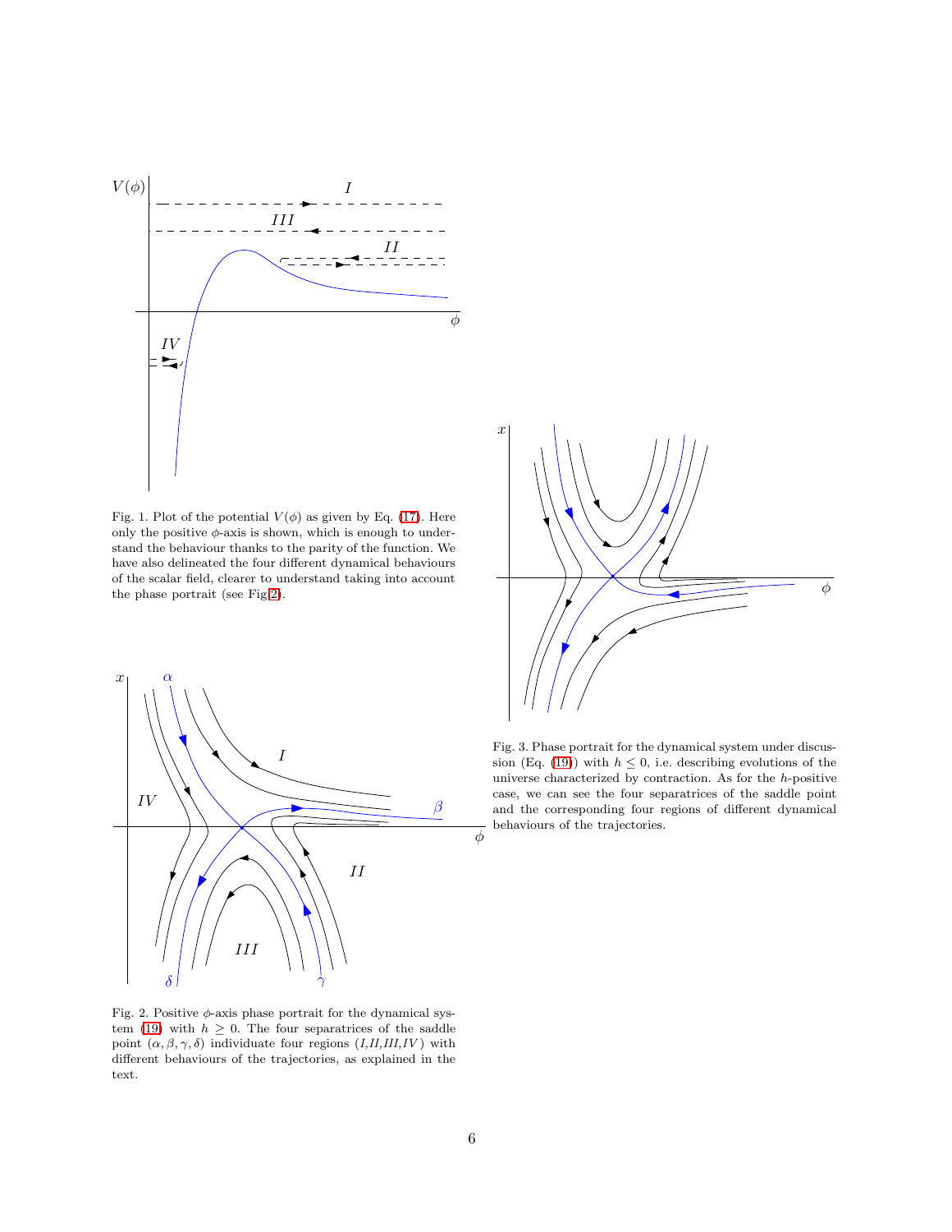$V(\phi)$

$I$

$III$

$II$

$IV$

$\phi$

Fig. 1. Plot of the potential $V(\phi)$ as given by Eq. (17). Here only the positive $\phi$-axis is shown, which is enough to understand the behaviour thanks to the parity of the function. We have also delineated the four different dynamical behaviours of the scalar field, clearer to understand taking into account the phase portrait (see Fig.2).

$x$

$\alpha$

$I$

$IV$

$\beta$

$\phi$

$II$

$III$

$\delta$

$\gamma$

Fig. 2. Positive $\phi$-axis phase portrait for the dynamical system (19) with $h \geq 0$. The four separatrices of the saddle point $(\alpha, \beta, \gamma, \delta)$ individuate four regions (*I,II,III,IV*) with different behaviours of the trajectories, as explained in the text.

$x$

$\phi$

Fig. 3. Phase portrait for the dynamical system under discussion (Eq. (19)) with $h \leq 0$, i.e. describing evolutions of the universe characterized by contraction. As for the $h$-positive case, we can see the four separatrices of the saddle point and the corresponding four regions of different dynamical behaviours of the trajectories.